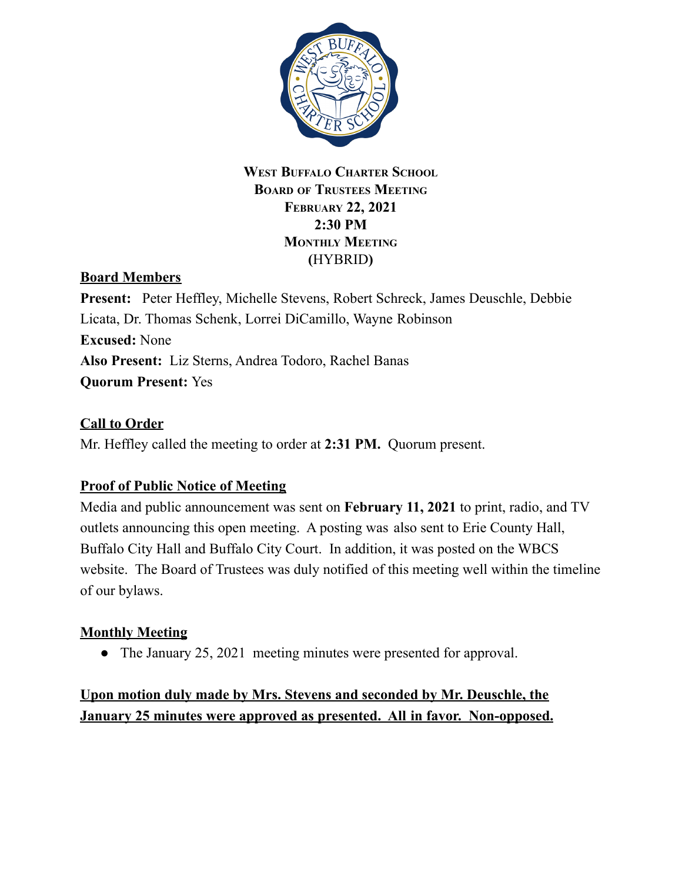**West Buffalo Charter School**
**Board of Trustees Meeting**
**February 22, 2021**
**2:30 PM**
**Monthly Meeting**
**(**HYBRID**)**

## Board Members

**Present:** Peter Heffley, Michelle Stevens, Robert Schreck, James Deuschle, Debbie Licata, Dr. Thomas Schenk, Lorrei DiCamillo, Wayne Robinson
**Excused:** None
**Also Present:** Liz Sterns, Andrea Todoro, Rachel Banas
**Quorum Present:** Yes

## Call to Order

Mr. Heffley called the meeting to order at **2:31 PM.** Quorum present.

## Proof of Public Notice of Meeting

Media and public announcement was sent on **February 11, 2021** to print, radio, and TV outlets announcing this open meeting. A posting was also sent to Erie County Hall, Buffalo City Hall and Buffalo City Court. In addition, it was posted on the WBCS website. The Board of Trustees was duly notified of this meeting well within the timeline of our bylaws.

## Monthly Meeting

- The January 25, 2021 meeting minutes were presented for approval.

**Upon motion duly made by Mrs. Stevens and seconded by Mr. Deuschle, the January 25 minutes were approved as presented. All in favor. Non-opposed.**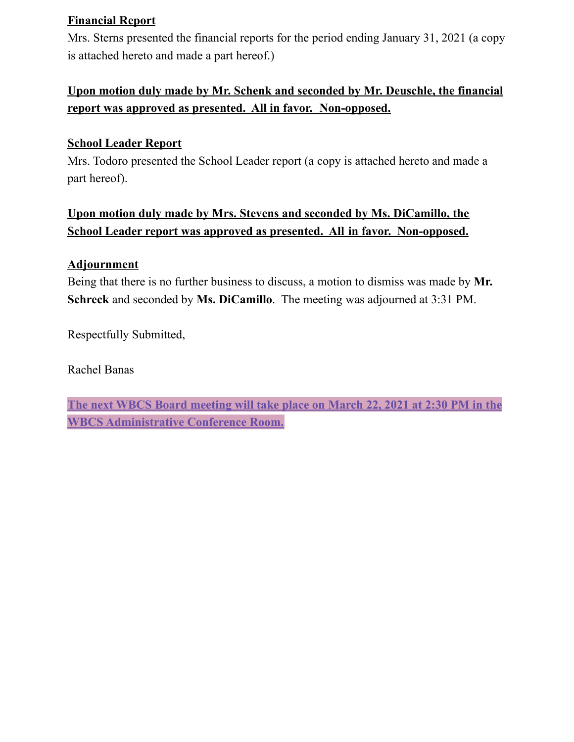**Financial Report**

Mrs. Sterns presented the financial reports for the period ending January 31, 2021 (a copy is attached hereto and made a part hereof.)

**Upon motion duly made by Mr. Schenk and seconded by Mr. Deuschle, the financial report was approved as presented. All in favor. Non-opposed.**

**School Leader Report**

Mrs. Todoro presented the School Leader report (a copy is attached hereto and made a part hereof).

**Upon motion duly made by Mrs. Stevens and seconded by Ms. DiCamillo, the School Leader report was approved as presented. All in favor. Non-opposed.**

**Adjournment**

Being that there is no further business to discuss, a motion to dismiss was made by **Mr. Schreck** and seconded by **Ms. DiCamillo**. The meeting was adjourned at 3:31 PM.

Respectfully Submitted,

Rachel Banas

**The next WBCS Board meeting will take place on March 22, 2021 at 2:30 PM in the WBCS Administrative Conference Room.**